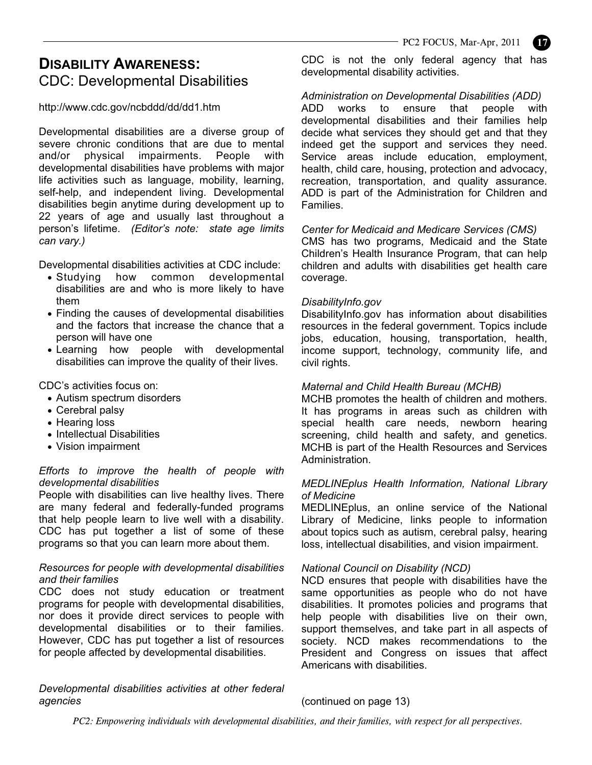# DISABILITY AWARENESS: CDC: Developmental Disabilities

http://www.cdc.gov/ncbddd/dd/dd1.htm

Developmental disabilities are a diverse group of severe chronic conditions that are due to mental and/or physical impairments. People with developmental disabilities have problems with major life activities such as language, mobility, learning, self-help, and independent living. Developmental disabilities begin anytime during development up to 22 years of age and usually last throughout a person's lifetime. *(Editor's note: state age limits can vary.)*

Developmental disabilities activities at CDC include:

- Studying how common developmental disabilities are and who is more likely to have them
- Finding the causes of developmental disabilities and the factors that increase the chance that a person will have one
- Learning how people with developmental disabilities can improve the quality of their lives.

CDC's activities focus on:

- Autism spectrum disorders
- Cerebral palsy
- Hearing loss
- Intellectual Disabilities
- Vision impairment

*Efforts to improve the health of people with developmental disabilities*

People with disabilities can live healthy lives. There are many federal and federally-funded programs that help people learn to live well with a disability. CDC has put together a list of some of these programs so that you can learn more about them.

*Resources for people with developmental disabilities and their families*

CDC does not study education or treatment programs for people with developmental disabilities, nor does it provide direct services to people with developmental disabilities or to their families. However, CDC has put together a list of resources for people affected by developmental disabilities.

*Developmental disabilities activities at other federal agencies*

CDC is not the only federal agency that has developmental disability activities.

*Administration on Developmental Disabilities (ADD)*

ADD works to ensure that people with developmental disabilities and their families help decide what services they should get and that they indeed get the support and services they need. Service areas include education, employment, health, child care, housing, protection and advocacy, recreation, transportation, and quality assurance. ADD is part of the Administration for Children and Families.

*Center for Medicaid and Medicare Services (CMS)*

CMS has two programs, Medicaid and the State Children's Health Insurance Program, that can help children and adults with disabilities get health care coverage.

*DisabilityInfo.gov*

DisabilityInfo.gov has information about disabilities resources in the federal government. Topics include jobs, education, housing, transportation, health, income support, technology, community life, and civil rights.

*Maternal and Child Health Bureau (MCHB)*

MCHB promotes the health of children and mothers. It has programs in areas such as children with special health care needs, newborn hearing screening, child health and safety, and genetics. MCHB is part of the Health Resources and Services Administration.

*MEDLINEplus Health Information, National Library of Medicine*

MEDLINEplus, an online service of the National Library of Medicine, links people to information about topics such as autism, cerebral palsy, hearing loss, intellectual disabilities, and vision impairment.

*National Council on Disability (NCD)*

NCD ensures that people with disabilities have the same opportunities as people who do not have disabilities. It promotes policies and programs that help people with disabilities live on their own, support themselves, and take part in all aspects of society. NCD makes recommendations to the President and Congress on issues that affect Americans with disabilities.

(continued on page 13)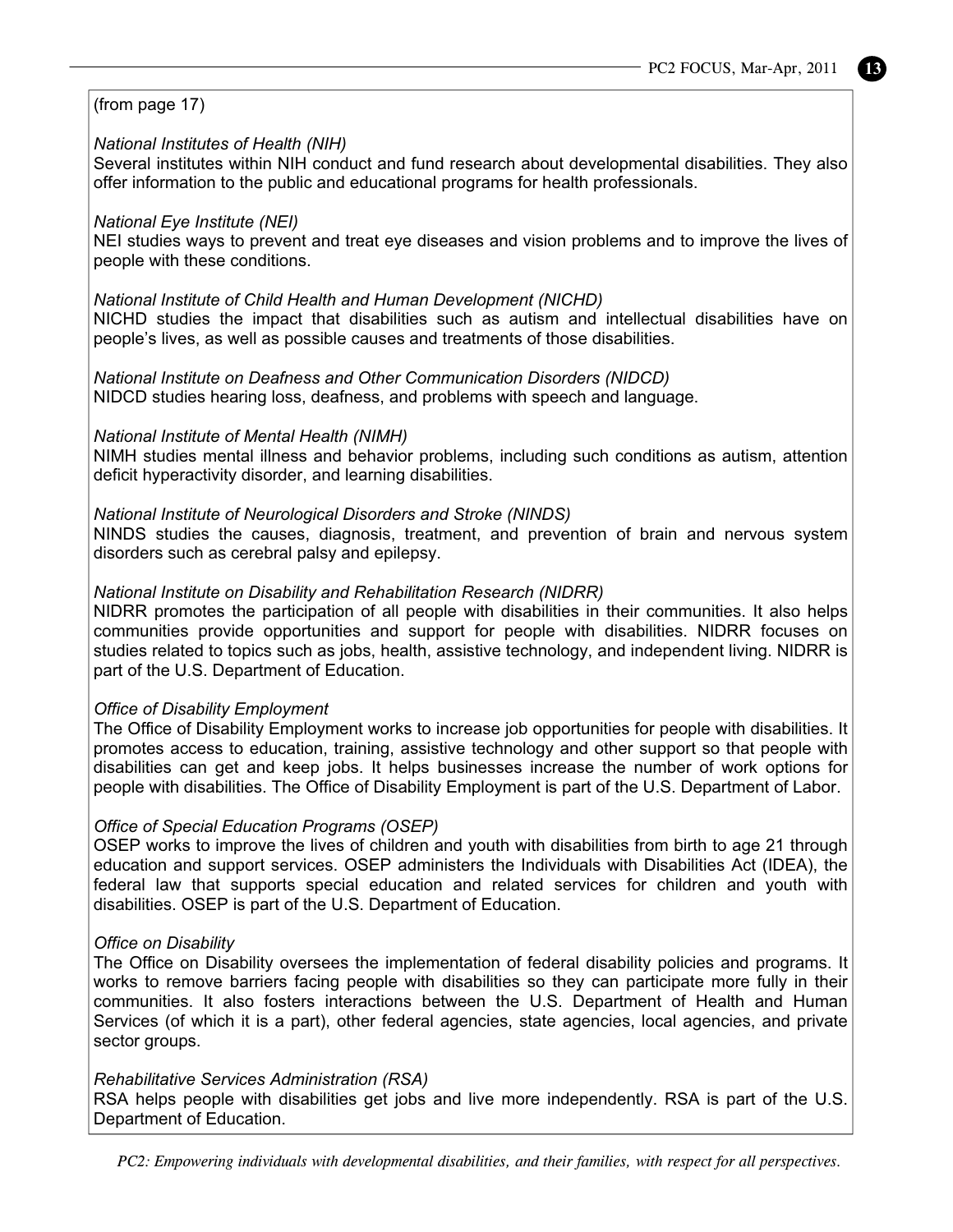(from page 17)

*National Institutes of Health (NIH)*
Several institutes within NIH conduct and fund research about developmental disabilities. They also offer information to the public and educational programs for health professionals.

*National Eye Institute (NEI)*
NEI studies ways to prevent and treat eye diseases and vision problems and to improve the lives of people with these conditions.

*National Institute of Child Health and Human Development (NICHD)*
NICHD studies the impact that disabilities such as autism and intellectual disabilities have on people's lives, as well as possible causes and treatments of those disabilities.

*National Institute on Deafness and Other Communication Disorders (NIDCD)*
NIDCD studies hearing loss, deafness, and problems with speech and language.

*National Institute of Mental Health (NIMH)*
NIMH studies mental illness and behavior problems, including such conditions as autism, attention deficit hyperactivity disorder, and learning disabilities.

*National Institute of Neurological Disorders and Stroke (NINDS)*
NINDS studies the causes, diagnosis, treatment, and prevention of brain and nervous system disorders such as cerebral palsy and epilepsy.

*National Institute on Disability and Rehabilitation Research (NIDRR)*
NIDRR promotes the participation of all people with disabilities in their communities. It also helps communities provide opportunities and support for people with disabilities. NIDRR focuses on studies related to topics such as jobs, health, assistive technology, and independent living. NIDRR is part of the U.S. Department of Education.

*Office of Disability Employment*
The Office of Disability Employment works to increase job opportunities for people with disabilities. It promotes access to education, training, assistive technology and other support so that people with disabilities can get and keep jobs. It helps businesses increase the number of work options for people with disabilities. The Office of Disability Employment is part of the U.S. Department of Labor.

*Office of Special Education Programs (OSEP)*
OSEP works to improve the lives of children and youth with disabilities from birth to age 21 through education and support services. OSEP administers the Individuals with Disabilities Act (IDEA), the federal law that supports special education and related services for children and youth with disabilities. OSEP is part of the U.S. Department of Education.

*Office on Disability*
The Office on Disability oversees the implementation of federal disability policies and programs. It works to remove barriers facing people with disabilities so they can participate more fully in their communities. It also fosters interactions between the U.S. Department of Health and Human Services (of which it is a part), other federal agencies, state agencies, local agencies, and private sector groups.

*Rehabilitative Services Administration (RSA)*
RSA helps people with disabilities get jobs and live more independently. RSA is part of the U.S. Department of Education.